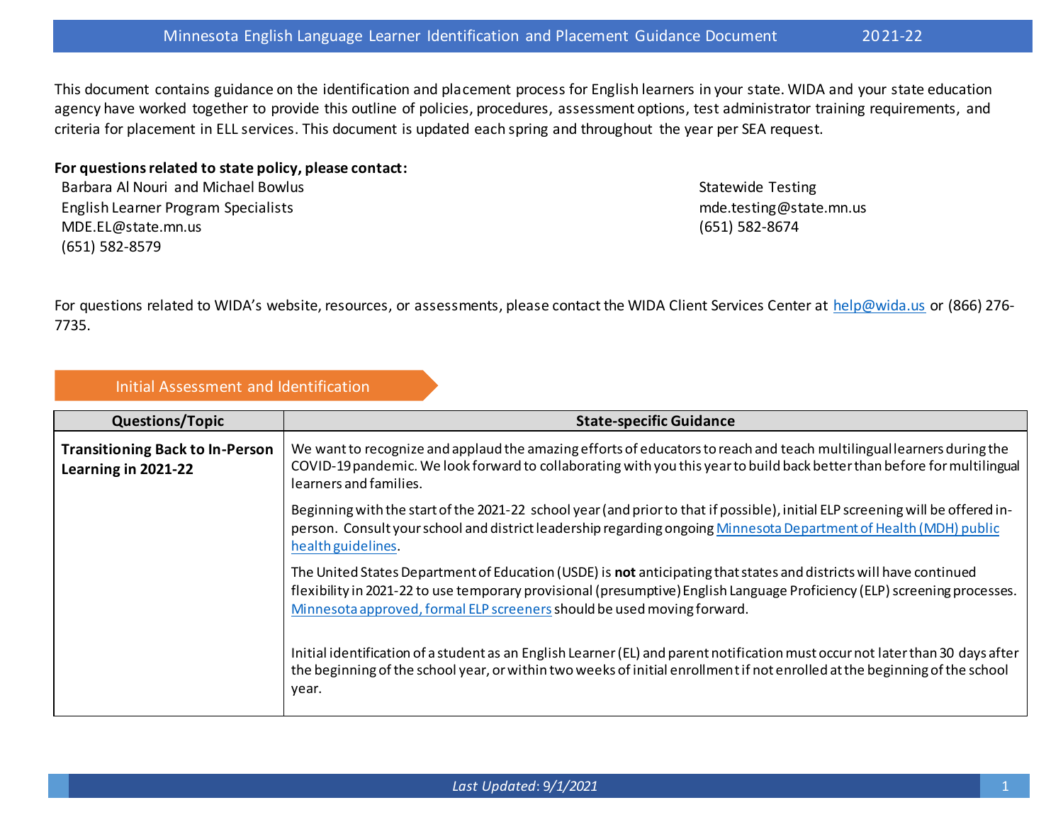# Minnesota English Language Learner Identification and Placement Guidance Document 2021-22

This document contains guidance on the identification and placement process for English learners in your state. WIDA and your state education agency have worked together to provide this outline of policies, procedures, assessment options, test administrator training requirements, and criteria for placement in ELL services. This document is updated each spring and throughout the year per SEA request.

**For questions related to state policy, please contact:**

Barbara Al Nouri and Michael Bowlus
English Learner Program Specialists
MDE.EL@state.mn.us
(651) 582-8579

Statewide Testing
mde.testing@state.mn.us
(651) 582-8674

For questions related to WIDA's website, resources, or assessments, please contact the WIDA Client Services Center at help@wida.us or (866) 276-7735.

## Initial Assessment and Identification

| Questions/Topic | State-specific Guidance |
|---|---|
| **Transitioning Back to In-Person Learning in 2021-22** | We want to recognize and applaud the amazing efforts of educators to reach and teach multilingual learners during the COVID-19 pandemic. We look forward to collaborating with you this year to build back better than before for multilingual learners and families.<br><br>Beginning with the start of the 2021-22 school year (and prior to that if possible), initial ELP screening will be offered in-person. Consult your school and district leadership regarding ongoing Minnesota Department of Health (MDH) public health guidelines.<br><br>The United States Department of Education (USDE) is **not** anticipating that states and districts will have continued flexibility in 2021-22 to use temporary provisional (presumptive) English Language Proficiency (ELP) screening processes. Minnesota approved, formal ELP screeners should be used moving forward.<br><br>Initial identification of a student as an English Learner (EL) and parent notification must occur not later than 30 days after the beginning of the school year, or within two weeks of initial enrollment if not enrolled at the beginning of the school year. |

*Last Updated*: 9/1/2021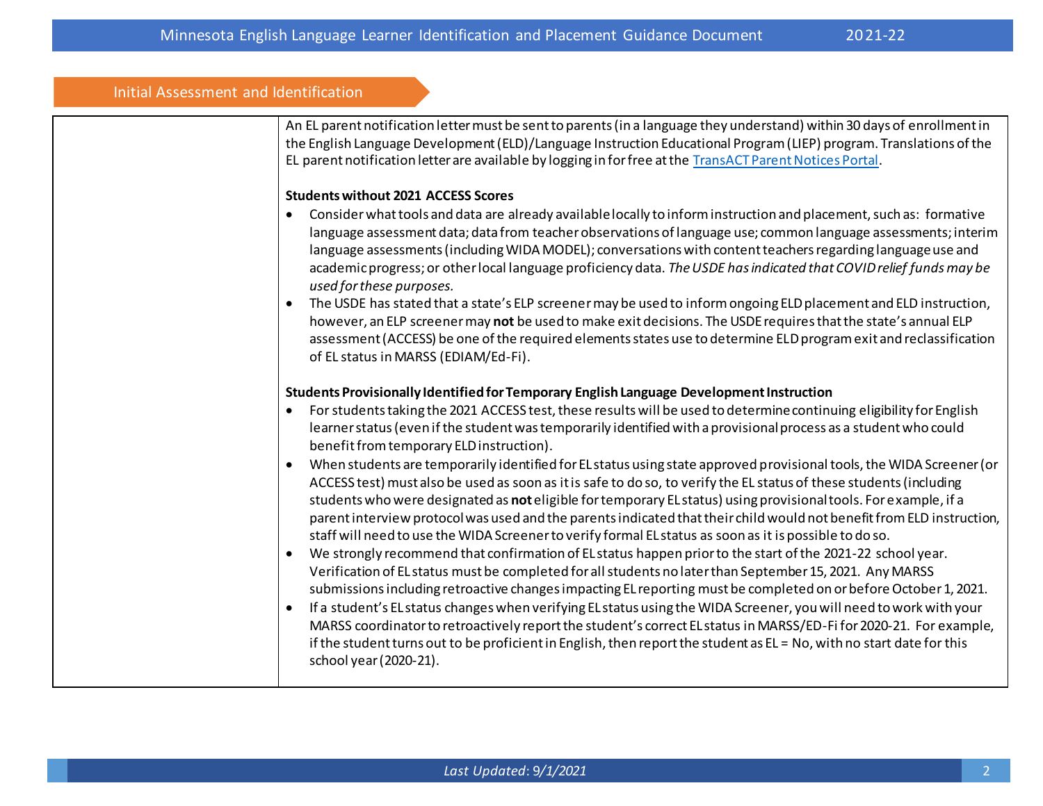## Initial Assessment and Identification

An EL parent notification letter must be sent to parents (in a language they understand) within 30 days of enrollment in the English Language Development (ELD)/Language Instruction Educational Program (LIEP) program. Translations of the EL parent notification letter are available by logging in for free at the [TransACT Parent Notices Portal](TransACT Parent Notices Portal).

**Students without 2021 ACCESS Scores**

- Consider what tools and data are already available locally to inform instruction and placement, such as: formative language assessment data; data from teacher observations of language use; common language assessments; interim language assessments (including WIDA MODEL); conversations with content teachers regarding language use and academic progress; or other local language proficiency data. *The USDE has indicated that COVID relief funds may be used for these purposes.*
- The USDE has stated that a state's ELP screener may be used to inform ongoing ELD placement and ELD instruction, however, an ELP screener may **not** be used to make exit decisions. The USDE requires that the state's annual ELP assessment (ACCESS) be one of the required elements states use to determine ELD program exit and reclassification of EL status in MARSS (EDIAM/Ed-Fi).

**Students Provisionally Identified for Temporary English Language Development Instruction**

- For students taking the 2021 ACCESS test, these results will be used to determine continuing eligibility for English learner status (even if the student was temporarily identified with a provisional process as a student who could benefit from temporary ELD instruction).
- When students are temporarily identified for EL status using state approved provisional tools, the WIDA Screener (or ACCESS test) must also be used as soon as it is safe to do so, to verify the EL status of these students (including students who were designated as **not** eligible for temporary EL status) using provisional tools. For example, if a parent interview protocol was used and the parents indicated that their child would not benefit from ELD instruction, staff will need to use the WIDA Screener to verify formal EL status as soon as it is possible to do so.
- We strongly recommend that confirmation of EL status happen prior to the start of the 2021-22 school year. Verification of EL status must be completed for all students no later than September 15, 2021. Any MARSS submissions including retroactive changes impacting EL reporting must be completed on or before October 1, 2021.
- If a student's EL status changes when verifying EL status using the WIDA Screener, you will need to work with your MARSS coordinator to retroactively report the student's correct EL status in MARSS/ED-Fi for 2020-21. For example, if the student turns out to be proficient in English, then report the student as EL = No, with no start date for this school year (2020-21).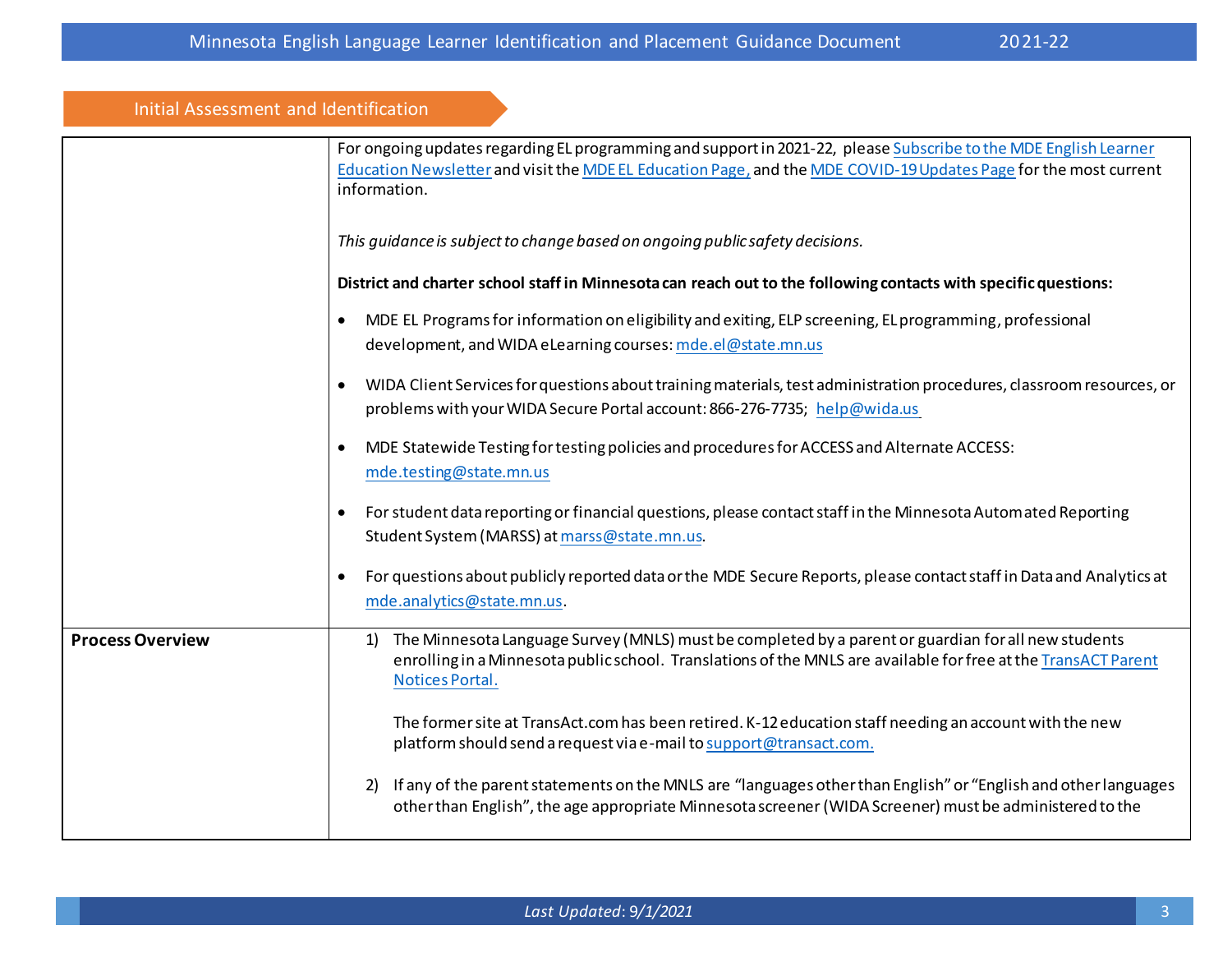## Initial Assessment and Identification

| | |
|---|---|
| | For ongoing updates regarding EL programming and support in 2021-22, please Subscribe to the MDE English Learner Education Newsletter and visit the MDE EL Education Page, and the MDE COVID-19 Updates Page for the most current information.<br><br>*This guidance is subject to change based on ongoing public safety decisions.*<br><br>**District and charter school staff in Minnesota can reach out to the following contacts with specific questions:**<br><br>• MDE EL Programs for information on eligibility and exiting, ELP screening, EL programming, professional development, and WIDA eLearning courses: mde.el@state.mn.us<br><br>• WIDA Client Services for questions about training materials, test administration procedures, classroom resources, or problems with your WIDA Secure Portal account: 866-276-7735; help@wida.us<br><br>• MDE Statewide Testing for testing policies and procedures for ACCESS and Alternate ACCESS: mde.testing@state.mn.us<br><br>• For student data reporting or financial questions, please contact staff in the Minnesota Automated Reporting Student System (MARSS) at marss@state.mn.us.<br><br>• For questions about publicly reported data or the MDE Secure Reports, please contact staff in Data and Analytics at mde.analytics@state.mn.us. |
| **Process Overview** | 1) The Minnesota Language Survey (MNLS) must be completed by a parent or guardian for all new students enrolling in a Minnesota public school. Translations of the MNLS are available for free at the TransACT Parent Notices Portal.<br><br>The former site at TransAct.com has been retired. K-12 education staff needing an account with the new platform should send a request via e-mail to support@transact.com.<br><br>2) If any of the parent statements on the MNLS are "languages other than English" or "English and other languages other than English", the age appropriate Minnesota screener (WIDA Screener) must be administered to the |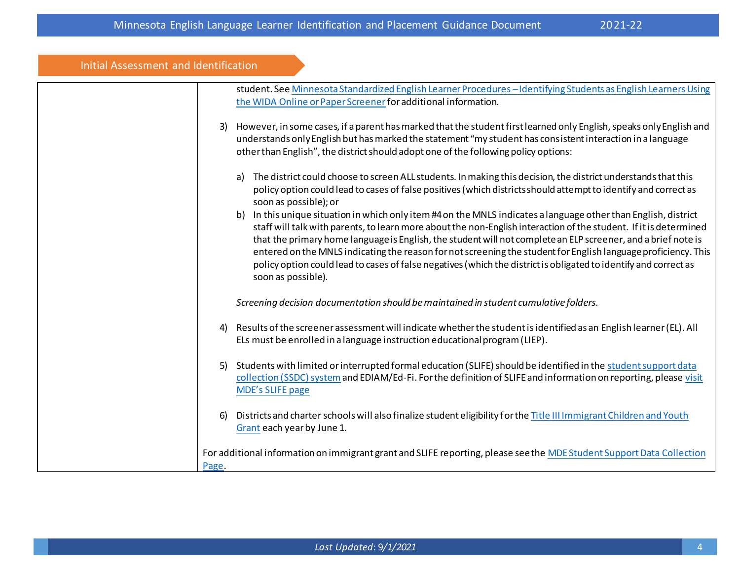## Initial Assessment and Identification

student. See Minnesota Standardized English Learner Procedures – Identifying Students as English Learners Using the WIDA Online or Paper Screener for additional information.

3) However, in some cases, if a parent has marked that the student first learned only English, speaks only English and understands only English but has marked the statement "my student has consistent interaction in a language other than English", the district should adopt one of the following policy options:

   a) The district could choose to screen ALL students. In making this decision, the district understands that this policy option could lead to cases of false positives (which districts should attempt to identify and correct as soon as possible); or
   b) In this unique situation in which only item #4 on the MNLS indicates a language other than English, district staff will talk with parents, to learn more about the non-English interaction of the student. If it is determined that the primary home language is English, the student will not complete an ELP screener, and a brief note is entered on the MNLS indicating the reason for not screening the student for English language proficiency. This policy option could lead to cases of false negatives (which the district is obligated to identify and correct as soon as possible).

   *Screening decision documentation should be maintained in student cumulative folders.*

4) Results of the screener assessment will indicate whether the student is identified as an English learner (EL). All ELs must be enrolled in a language instruction educational program (LIEP).

5) Students with limited or interrupted formal education (SLIFE) should be identified in the student support data collection (SSDC) system and EDIAM/Ed-Fi. For the definition of SLIFE and information on reporting, please visit MDE's SLIFE page

6) Districts and charter schools will also finalize student eligibility for the Title III Immigrant Children and Youth Grant each year by June 1.

For additional information on immigrant grant and SLIFE reporting, please see the MDE Student Support Data Collection Page.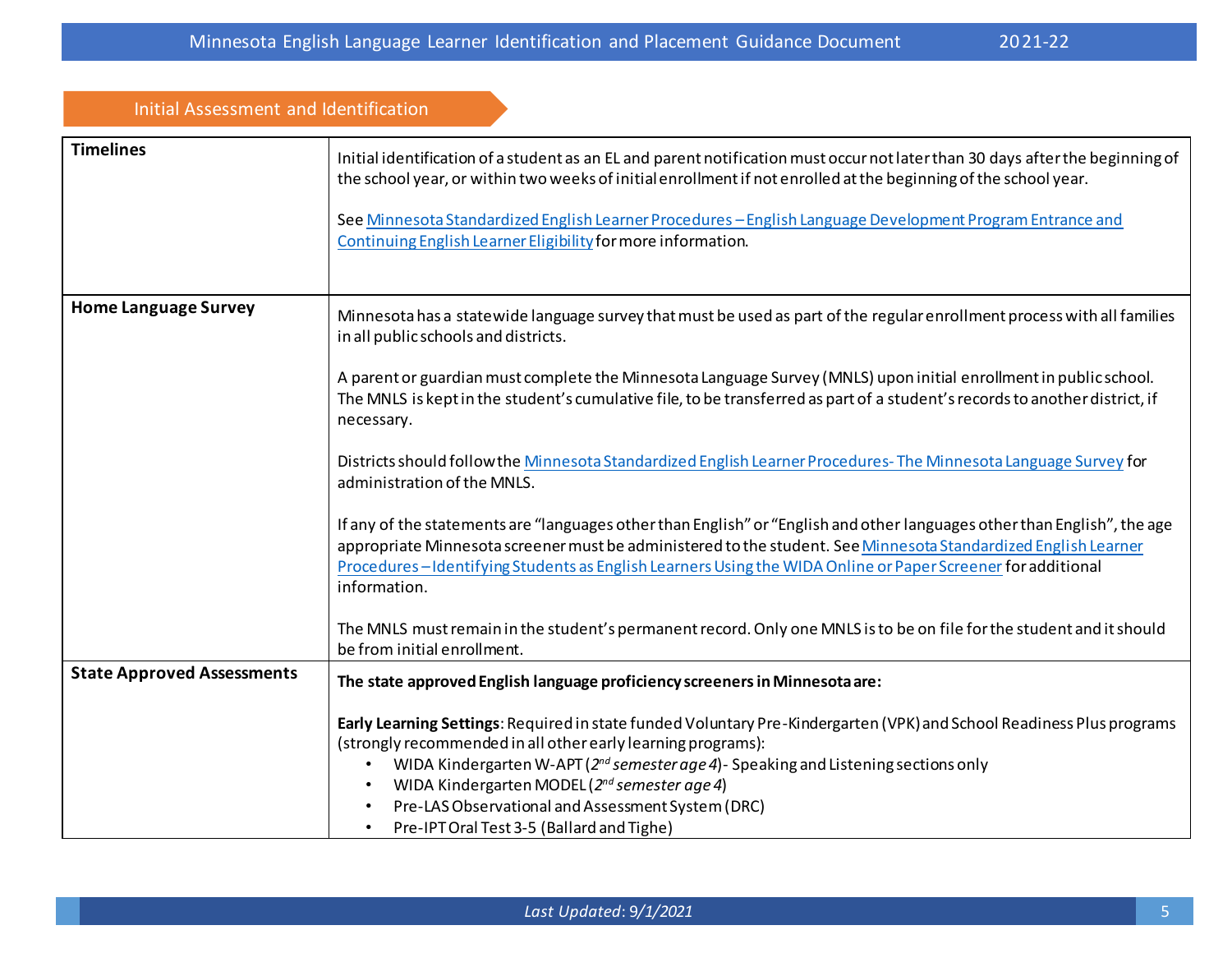## Initial Assessment and Identification

| | |
|---|---|
| **Timelines** | Initial identification of a student as an EL and parent notification must occur not later than 30 days after the beginning of the school year, or within two weeks of initial enrollment if not enrolled at the beginning of the school year.<br><br>See [Minnesota Standardized English Learner Procedures – English Language Development Program Entrance and Continuing English Learner Eligibility]() for more information. |
| **Home Language Survey** | Minnesota has a statewide language survey that must be used as part of the regular enrollment process with all families in all public schools and districts.<br><br>A parent or guardian must complete the Minnesota Language Survey (MNLS) upon initial enrollment in public school. The MNLS is kept in the student's cumulative file, to be transferred as part of a student's records to another district, if necessary.<br><br>Districts should follow the [Minnesota Standardized English Learner Procedures- The Minnesota Language Survey]() for administration of the MNLS.<br><br>If any of the statements are "languages other than English" or "English and other languages other than English", the age appropriate Minnesota screener must be administered to the student. See [Minnesota Standardized English Learner Procedures – Identifying Students as English Learners Using the WIDA Online or Paper Screener]() for additional information.<br><br>The MNLS must remain in the student's permanent record. Only one MNLS is to be on file for the student and it should be from initial enrollment. |
| **State Approved Assessments** | **The state approved English language proficiency screeners in Minnesota are:**<br><br>**Early Learning Settings**: Required in state funded Voluntary Pre-Kindergarten (VPK) and School Readiness Plus programs (strongly recommended in all other early learning programs):<br>• WIDA Kindergarten W-APT (*2nd semester age 4*)- Speaking and Listening sections only<br>• WIDA Kindergarten MODEL (*2nd semester age 4*)<br>• Pre-LAS Observational and Assessment System (DRC)<br>• Pre-IPT Oral Test 3-5 (Ballard and Tighe) |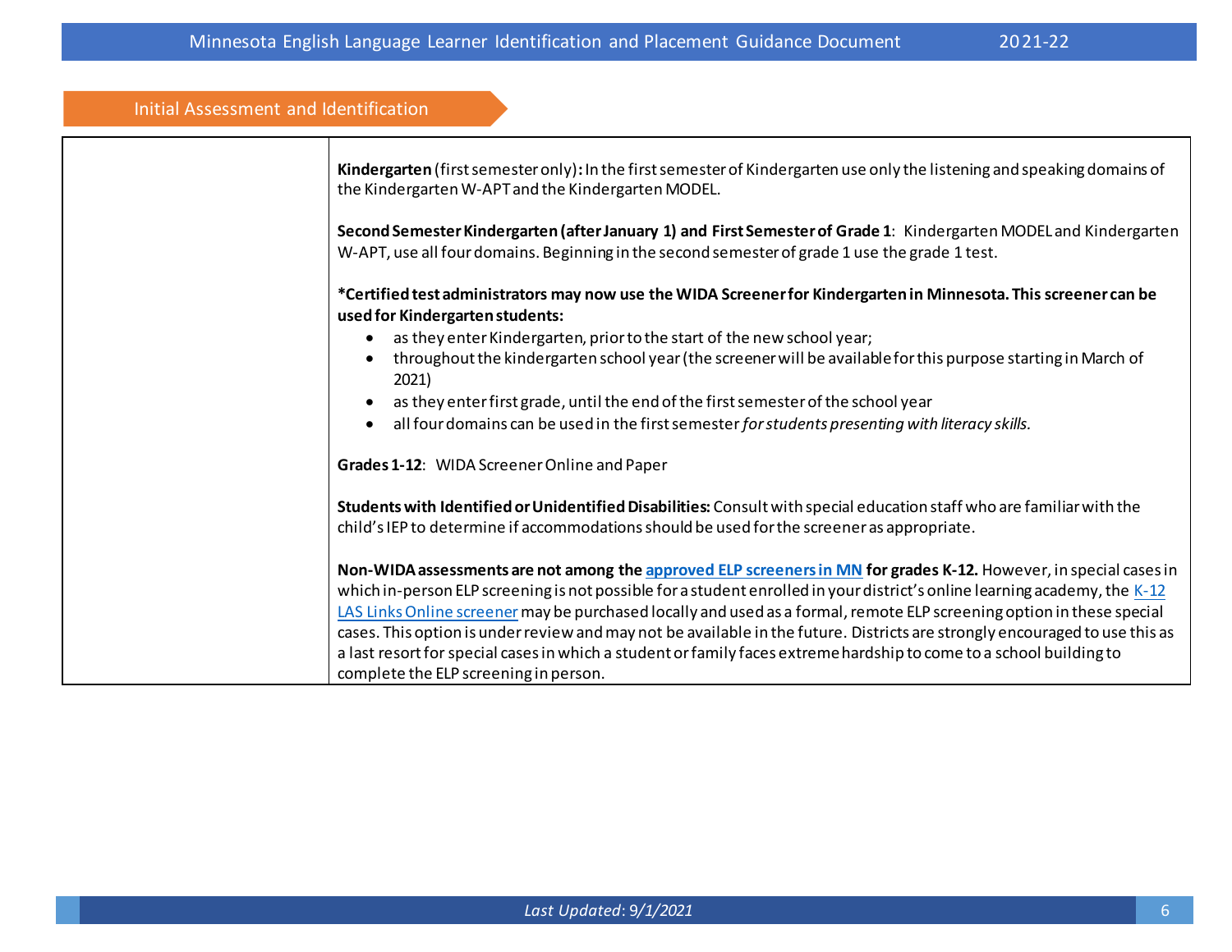## Initial Assessment and Identification

| | |
|---|---|
| | **Kindergarten** (first semester only)**:** In the first semester of Kindergarten use only the listening and speaking domains of the Kindergarten W-APT and the Kindergarten MODEL.<br><br>**Second Semester Kindergarten (after January 1) and First Semester of Grade 1**: Kindergarten MODEL and Kindergarten W-APT, use all four domains. Beginning in the second semester of grade 1 use the grade 1 test.<br><br>**\*Certified test administrators may now use the WIDA Screener for Kindergarten in Minnesota. This screener can be used for Kindergarten students:**<br>• as they enter Kindergarten, prior to the start of the new school year;<br>• throughout the kindergarten school year (the screener will be available for this purpose starting in March of 2021)<br>• as they enter first grade, until the end of the first semester of the school year<br>• all four domains can be used in the first semester *for students presenting with literacy skills.*<br><br>**Grades 1-12**: WIDA Screener Online and Paper<br><br>**Students with Identified or Unidentified Disabilities:** Consult with special education staff who are familiar with the child's IEP to determine if accommodations should be used for the screener as appropriate.<br><br>**Non-WIDA assessments are not among the approved ELP screeners in MN for grades K-12.** However, in special cases in which in-person ELP screening is not possible for a student enrolled in your district's online learning academy, the K-12 LAS Links Online screener may be purchased locally and used as a formal, remote ELP screening option in these special cases. This option is under review and may not be available in the future. Districts are strongly encouraged to use this as a last resort for special cases in which a student or family faces extreme hardship to come to a school building to complete the ELP screening in person. |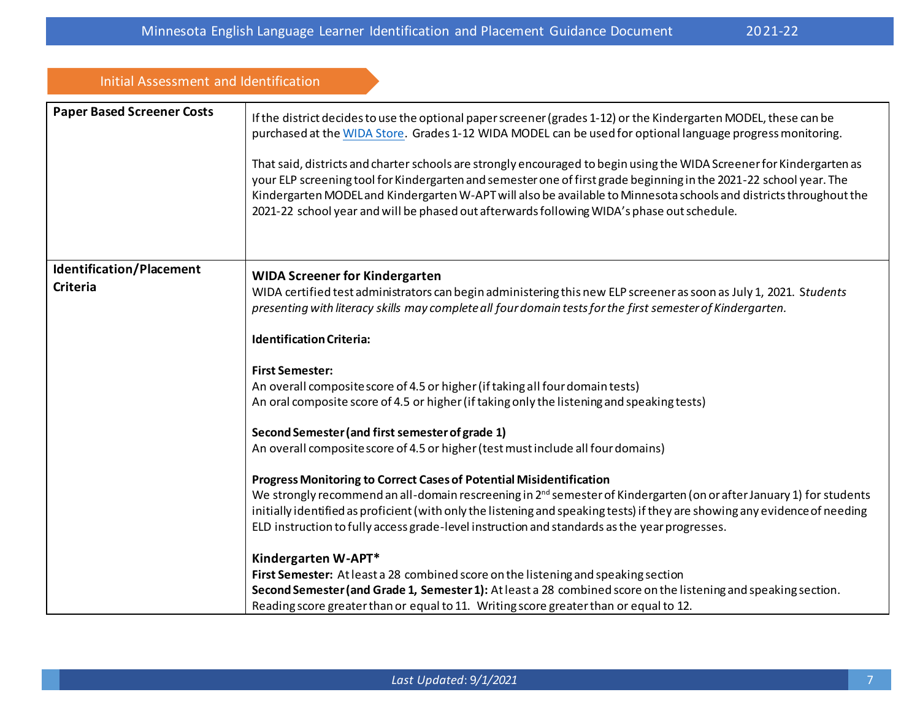## Initial Assessment and Identification

| | |
|---|---|
| **Paper Based Screener Costs** | If the district decides to use the optional paper screener (grades 1-12) or the Kindergarten MODEL, these can be purchased at the WIDA Store. Grades 1-12 WIDA MODEL can be used for optional language progress monitoring.<br><br>That said, districts and charter schools are strongly encouraged to begin using the WIDA Screener for Kindergarten as your ELP screening tool for Kindergarten and semester one of first grade beginning in the 2021-22 school year. The Kindergarten MODEL and Kindergarten W-APT will also be available to Minnesota schools and districts throughout the 2021-22 school year and will be phased out afterwards following WIDA's phase out schedule. |
| **Identification/Placement Criteria** | **WIDA Screener for Kindergarten**<br>WIDA certified test administrators can begin administering this new ELP screener as soon as July 1, 2021. *Students presenting with literacy skills may complete all four domain tests for the first semester of Kindergarten.*<br><br>**Identification Criteria:**<br><br>**First Semester:**<br>An overall composite score of 4.5 or higher (if taking all four domain tests)<br>An oral composite score of 4.5 or higher (if taking only the listening and speaking tests)<br><br>**Second Semester (and first semester of grade 1)**<br>An overall composite score of 4.5 or higher (test must include all four domains)<br><br>**Progress Monitoring to Correct Cases of Potential Misidentification**<br>We strongly recommend an all-domain rescreening in 2nd semester of Kindergarten (on or after January 1) for students initially identified as proficient (with only the listening and speaking tests) if they are showing any evidence of needing ELD instruction to fully access grade-level instruction and standards as the year progresses.<br><br>**Kindergarten W-APT***<br>**First Semester:** At least a 28 combined score on the listening and speaking section<br>**Second Semester (and Grade 1, Semester 1):** At least a 28 combined score on the listening and speaking section. Reading score greater than or equal to 11. Writing score greater than or equal to 12. |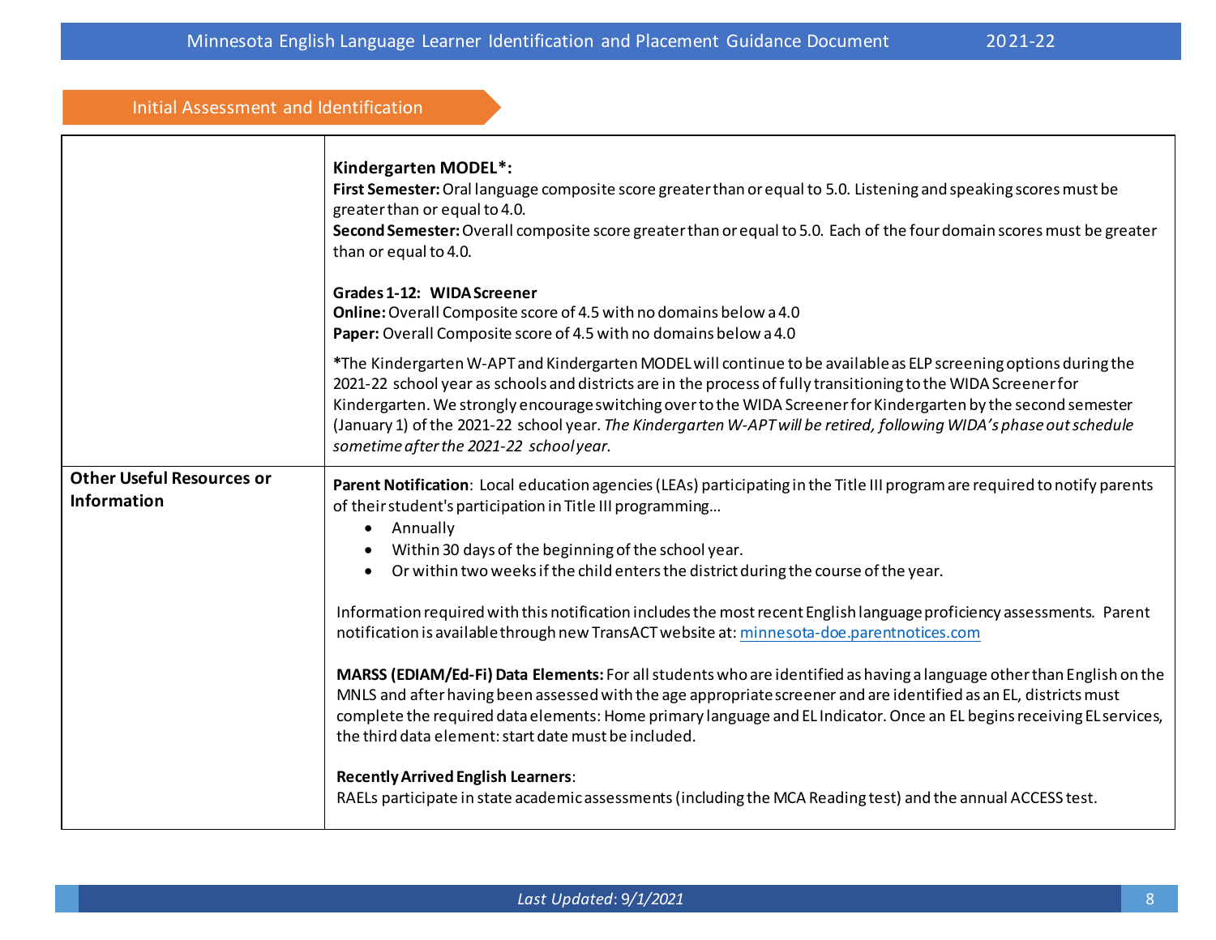## Initial Assessment and Identification

| | |
|---|---|
| | **Kindergarten MODEL*:**<br>**First Semester:** Oral language composite score greater than or equal to 5.0. Listening and speaking scores must be greater than or equal to 4.0.<br>**Second Semester:** Overall composite score greater than or equal to 5.0. Each of the four domain scores must be greater than or equal to 4.0.<br><br>**Grades 1-12: WIDA Screener**<br>**Online:** Overall Composite score of 4.5 with no domains below a 4.0<br>**Paper:** Overall Composite score of 4.5 with no domains below a 4.0<br><br>*The Kindergarten W-APT and Kindergarten MODEL will continue to be available as ELP screening options during the 2021-22 school year as schools and districts are in the process of fully transitioning to the WIDA Screener for Kindergarten. We strongly encourage switching over to the WIDA Screener for Kindergarten by the second semester (January 1) of the 2021-22 school year. *The Kindergarten W-APT will be retired, following WIDA's phase out schedule sometime after the 2021-22 school year.* |
| **Other Useful Resources or Information** | **Parent Notification**: Local education agencies (LEAs) participating in the Title III program are required to notify parents of their student's participation in Title III programming…<br>• Annually<br>• Within 30 days of the beginning of the school year.<br>• Or within two weeks if the child enters the district during the course of the year.<br><br>Information required with this notification includes the most recent English language proficiency assessments. Parent notification is available through new TransACT website at: [minnesota-doe.parentnotices.com](minnesota-doe.parentnotices.com)<br><br>**MARSS (EDIAM/Ed-Fi) Data Elements:** For all students who are identified as having a language other than English on the MNLS and after having been assessed with the age appropriate screener and are identified as an EL, districts must complete the required data elements: Home primary language and EL Indicator. Once an EL begins receiving EL services, the third data element: start date must be included.<br><br>**Recently Arrived English Learners**:<br>RAELs participate in state academic assessments (including the MCA Reading test) and the annual ACCESS test. |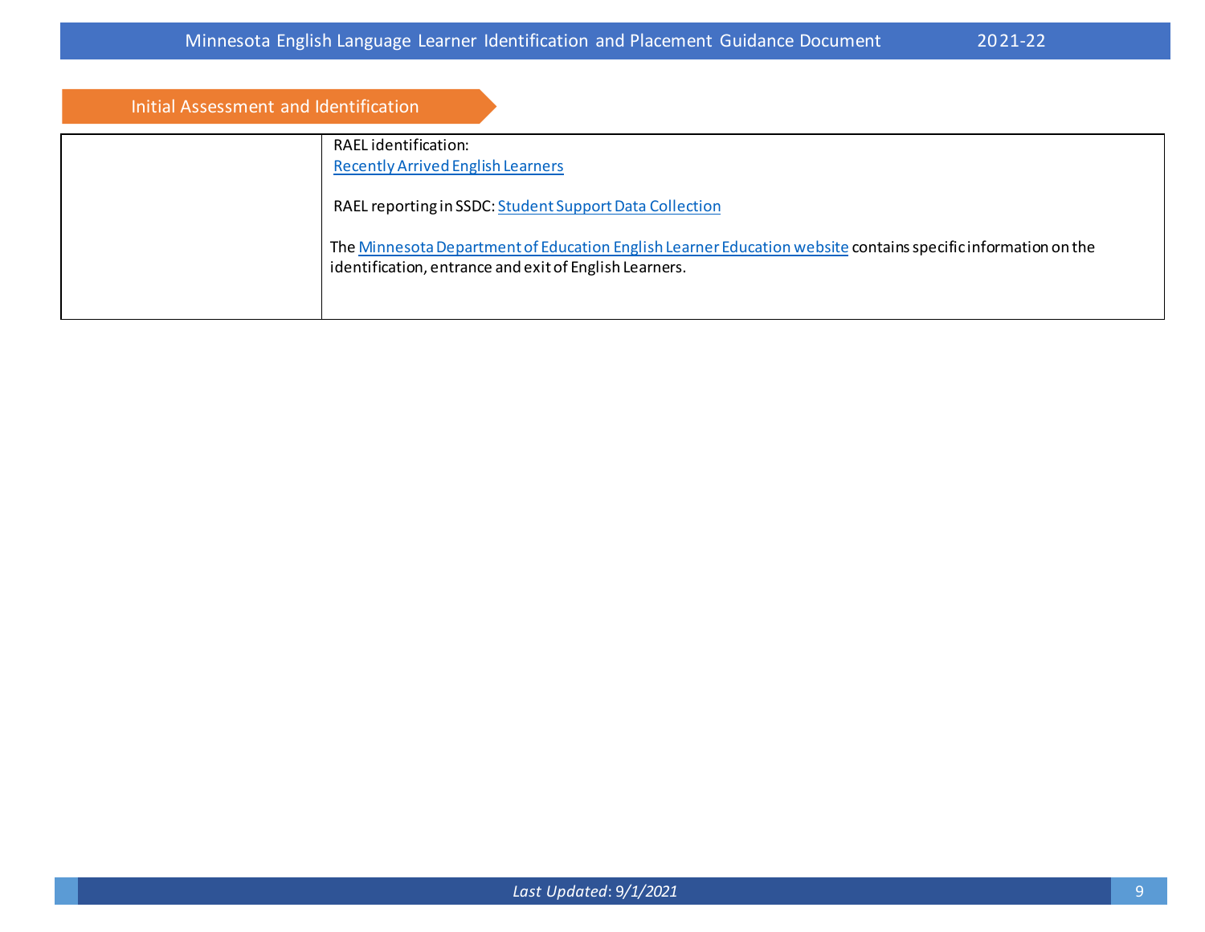## Initial Assessment and Identification

| | |
|---|---|
| | RAEL identification:<br>Recently Arrived English Learners<br><br>RAEL reporting in SSDC: Student Support Data Collection<br><br>The Minnesota Department of Education English Learner Education website contains specific information on the identification, entrance and exit of English Learners. |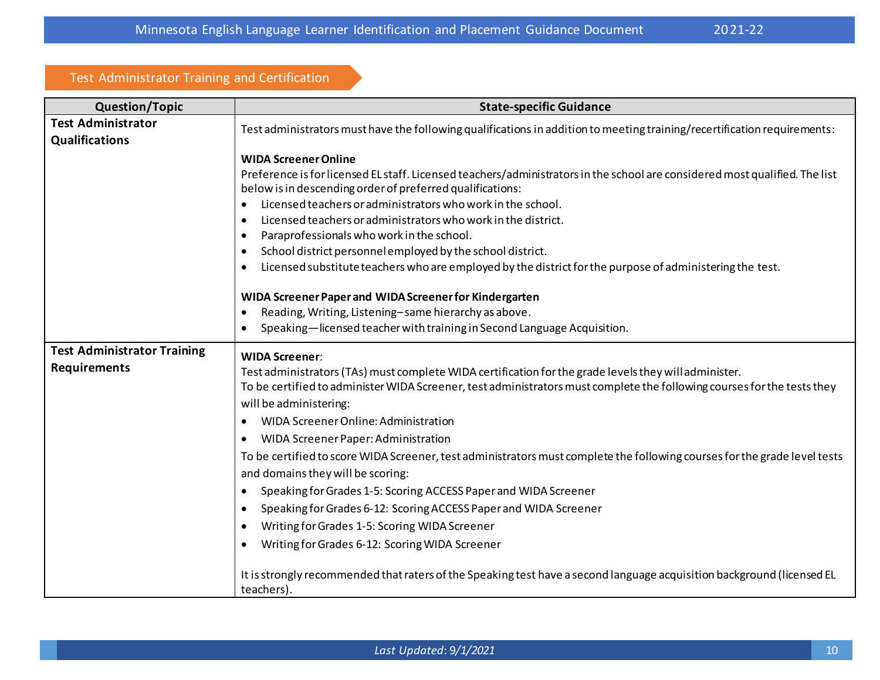## Test Administrator Training and Certification

| Question/Topic | State-specific Guidance |
|---|---|
| **Test Administrator Qualifications** | Test administrators must have the following qualifications in addition to meeting training/recertification requirements:<br><br>**WIDA Screener Online**<br>Preference is for licensed EL staff. Licensed teachers/administrators in the school are considered most qualified. The list below is in descending order of preferred qualifications:<br>• Licensed teachers or administrators who work in the school.<br>• Licensed teachers or administrators who work in the district.<br>• Paraprofessionals who work in the school.<br>• School district personnel employed by the school district.<br>• Licensed substitute teachers who are employed by the district for the purpose of administering the test.<br><br>**WIDA Screener Paper and WIDA Screener for Kindergarten**<br>• Reading, Writing, Listening–same hierarchy as above.<br>• Speaking—licensed teacher with training in Second Language Acquisition. |
| **Test Administrator Training Requirements** | **WIDA Screener**:<br>Test administrators (TAs) must complete WIDA certification for the grade levels they will administer.<br>To be certified to administer WIDA Screener, test administrators must complete the following courses for the tests they will be administering:<br>• WIDA Screener Online: Administration<br>• WIDA Screener Paper: Administration<br>To be certified to score WIDA Screener, test administrators must complete the following courses for the grade level tests and domains they will be scoring:<br>• Speaking for Grades 1-5: Scoring ACCESS Paper and WIDA Screener<br>• Speaking for Grades 6-12: Scoring ACCESS Paper and WIDA Screener<br>• Writing for Grades 1-5: Scoring WIDA Screener<br>• Writing for Grades 6-12: Scoring WIDA Screener<br><br>It is strongly recommended that raters of the Speaking test have a second language acquisition background (licensed EL teachers). |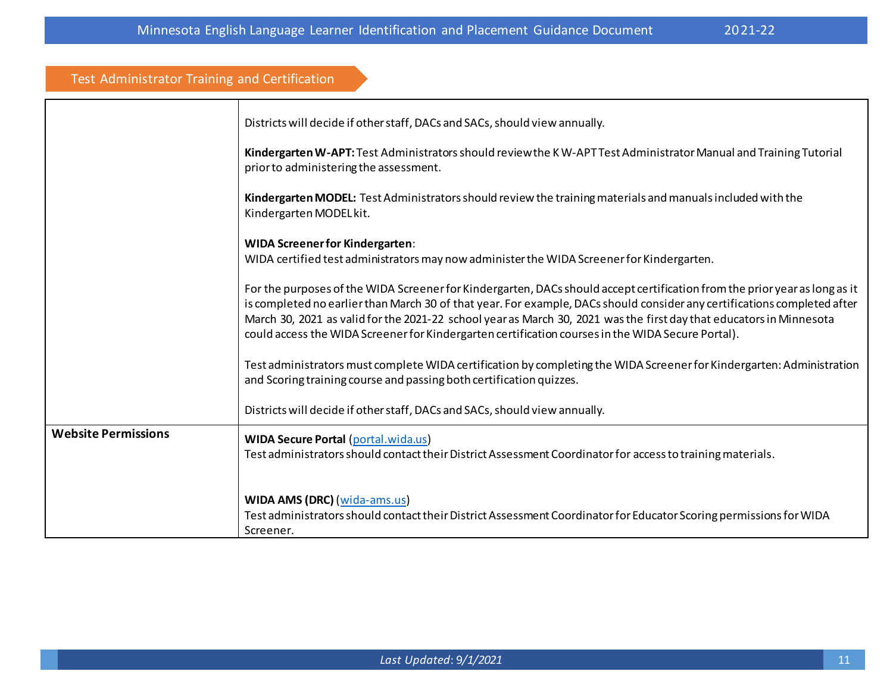## Test Administrator Training and Certification

| | |
|---|---|
| | Districts will decide if other staff, DACs and SACs, should view annually.<br><br>**Kindergarten W-APT:** Test Administrators should review the K W-APT Test Administrator Manual and Training Tutorial prior to administering the assessment.<br><br>**Kindergarten MODEL:** Test Administrators should review the training materials and manuals included with the Kindergarten MODEL kit.<br><br>**WIDA Screener for Kindergarten**:<br>WIDA certified test administrators may now administer the WIDA Screener for Kindergarten.<br><br>For the purposes of the WIDA Screener for Kindergarten, DACs should accept certification from the prior year as long as it is completed no earlier than March 30 of that year. For example, DACs should consider any certifications completed after March 30, 2021 as valid for the 2021-22 school year as March 30, 2021 was the first day that educators in Minnesota could access the WIDA Screener for Kindergarten certification courses in the WIDA Secure Portal).<br><br>Test administrators must complete WIDA certification by completing the WIDA Screener for Kindergarten: Administration and Scoring training course and passing both certification quizzes.<br><br>Districts will decide if other staff, DACs and SACs, should view annually. |
| **Website Permissions** | **WIDA Secure Portal** ([portal.wida.us](portal.wida.us))<br>Test administrators should contact their District Assessment Coordinator for access to training materials.<br><br>**WIDA AMS (DRC)** ([wida-ams.us](wida-ams.us))<br>Test administrators should contact their District Assessment Coordinator for Educator Scoring permissions for WIDA Screener. |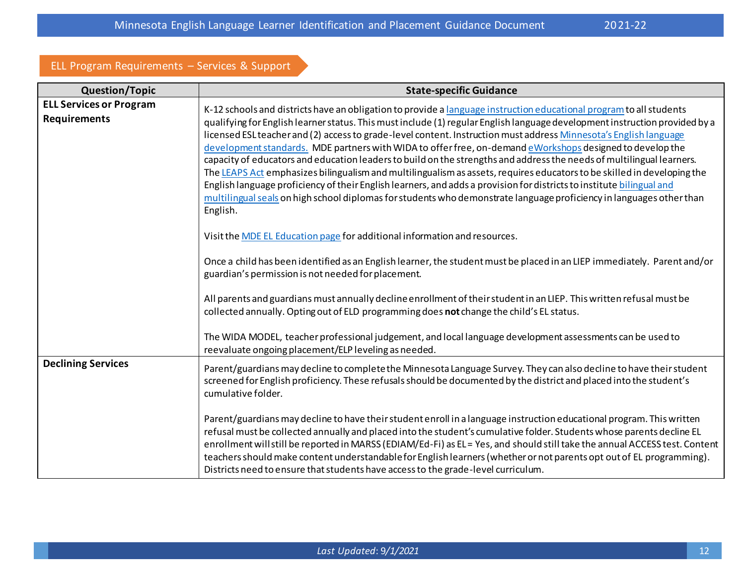## ELL Program Requirements – Services & Support

| Question/Topic | State-specific Guidance |
|---|---|
| **ELL Services or Program Requirements** | K-12 schools and districts have an obligation to provide a language instruction educational program to all students qualifying for English learner status. This must include (1) regular English language development instruction provided by a licensed ESL teacher and (2) access to grade-level content. Instruction must address Minnesota's English language development standards. MDE partners with WIDA to offer free, on-demand eWorkshops designed to develop the capacity of educators and education leaders to build on the strengths and address the needs of multilingual learners. The LEAPS Act emphasizes bilingualism and multilingualism as assets, requires educators to be skilled in developing the English language proficiency of their English learners, and adds a provision for districts to institute bilingual and multilingual seals on high school diplomas for students who demonstrate language proficiency in languages other than English.<br><br>Visit the MDE EL Education page for additional information and resources.<br><br>Once a child has been identified as an English learner, the student must be placed in an LIEP immediately. Parent and/or guardian's permission is not needed for placement.<br><br>All parents and guardians must annually decline enrollment of their student in an LIEP. This written refusal must be collected annually. Opting out of ELD programming does **not** change the child's EL status.<br><br>The WIDA MODEL, teacher professional judgement, and local language development assessments can be used to reevaluate ongoing placement/ELP leveling as needed. |
| **Declining Services** | Parent/guardians may decline to complete the Minnesota Language Survey. They can also decline to have their student screened for English proficiency. These refusals should be documented by the district and placed into the student's cumulative folder.<br><br>Parent/guardians may decline to have their student enroll in a language instruction educational program. This written refusal must be collected annually and placed into the student's cumulative folder. Students whose parents decline EL enrollment will still be reported in MARSS (EDIAM/Ed-Fi) as EL = Yes, and should still take the annual ACCESS test. Content teachers should make content understandable for English learners (whether or not parents opt out of EL programming). Districts need to ensure that students have access to the grade-level curriculum. |